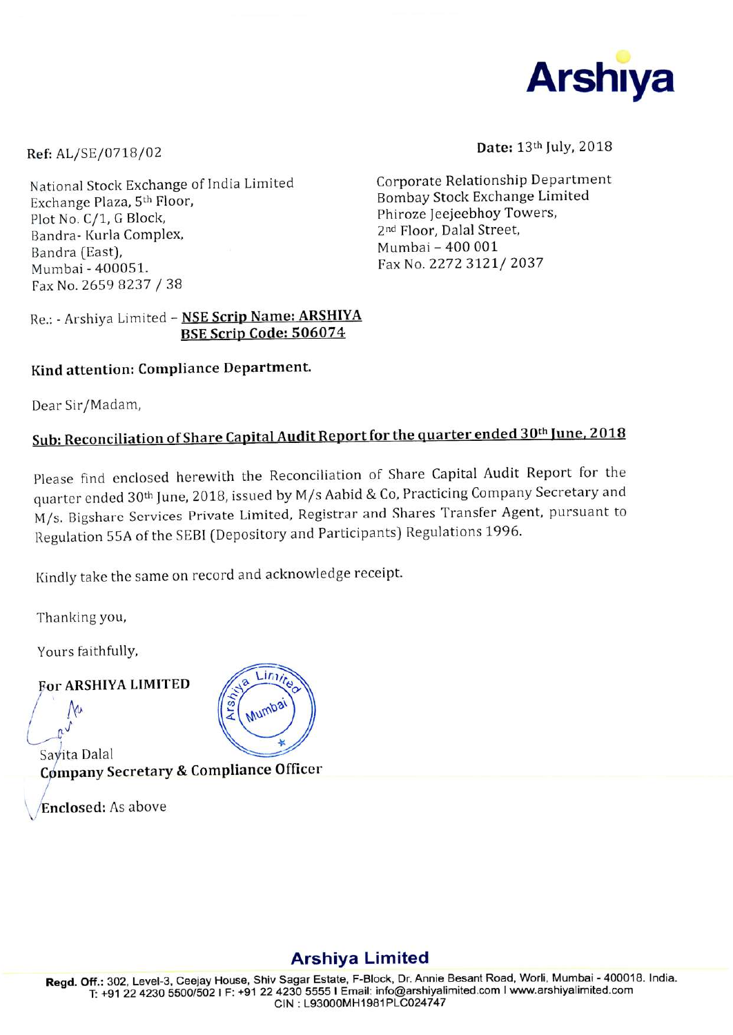Arshiya

Ref: AL/SE/0718/02

Date: 13th July, 2018

National Stock Exchange of India Limited
Exchange Plaza, 5th Floor,
Plot No. C/1, G Block,
Bandra- Kurla Complex,
Bandra (East),
Mumbai - 400051.
Fax No. 2659 8237 / 38

Corporate Relationship Department
Bombay Stock Exchange Limited
Phiroze Jeejeebhoy Towers,
2nd Floor, Dalal Street,
Mumbai – 400 001
Fax No. 2272 3121/ 2037

Re.: - Arshiya Limited – **NSE Scrip Name: ARSHIYA**
**BSE Scrip Code: 506074**

**Kind attention: Compliance Department.**

Dear Sir/Madam,

**Sub: Reconciliation of Share Capital Audit Report for the quarter ended 30th June, 2018**

Please find enclosed herewith the Reconciliation of Share Capital Audit Report for the quarter ended 30th June, 2018, issued by M/s Aabid & Co, Practicing Company Secretary and M/s. Bigshare Services Private Limited, Registrar and Shares Transfer Agent, pursuant to Regulation 55A of the SEBI (Depository and Participants) Regulations 1996.

Kindly take the same on record and acknowledge receipt.

Thanking you,

Yours faithfully,

**For ARSHIYA LIMITED**

Savita Dalal
**Company Secretary & Compliance Officer**

**Enclosed:** As above

**Arshiya Limited**
**Regd. Off.:** 302, Level-3, Ceejay House, Shiv Sagar Estate, F-Block, Dr. Annie Besant Road, Worli, Mumbai - 400018. India.
T: +91 22 4230 5500/502 I F: +91 22 4230 5555 I Email: info@arshiyalimited.com I www.arshiyalimited.com
CIN : L93000MH1981PLC024747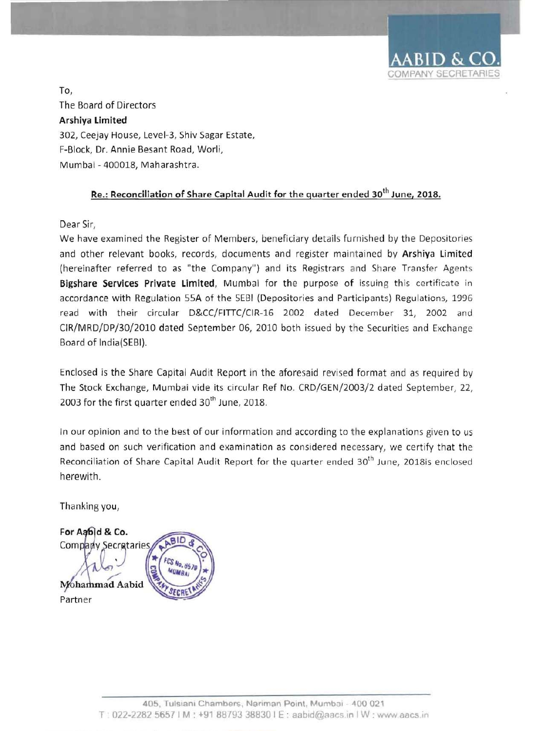**AABID & CO.**
COMPANY SECRETARIES

To,
The Board of Directors
**Arshiya Limited**
302, Ceejay House, Level-3, Shiv Sagar Estate,
F-Block, Dr. Annie Besant Road, Worli,
Mumbai - 400018, Maharashtra.

**Re.: Reconciliation of Share Capital Audit for the quarter ended 30th June, 2018.**

Dear Sir,

We have examined the Register of Members, beneficiary details furnished by the Depositories and other relevant books, records, documents and register maintained by **Arshiya Limited** (hereinafter referred to as "the Company") and its Registrars and Share Transfer Agents **Bigshare Services Private Limited**, Mumbai for the purpose of issuing this certificate in accordance with Regulation 55A of the SEBI (Depositories and Participants) Regulations, 1996 read with their circular D&CC/FITTC/CIR-16 2002 dated December 31, 2002 and CIR/MRD/DP/30/2010 dated September 06, 2010 both issued by the Securities and Exchange Board of India(SEBI).

Enclosed is the Share Capital Audit Report in the aforesaid revised format and as required by The Stock Exchange, Mumbai vide its circular Ref No. CRD/GEN/2003/2 dated September, 22, 2003 for the first quarter ended 30th June, 2018.

In our opinion and to the best of our information and according to the explanations given to us and based on such verification and examination as considered necessary, we certify that the Reconciliation of Share Capital Audit Report for the quarter ended 30th June, 2018is enclosed herewith.

Thanking you,

**For Aabid & Co.**
Company Secretaries

Mohammad Aabid
Partner

405, Tulsiani Chambers, Nariman Point, Mumbai - 400 021
T : 022-2282 5657 I M : +91 88793 38830 I E : aabid@aacs.in I W : www.aacs.in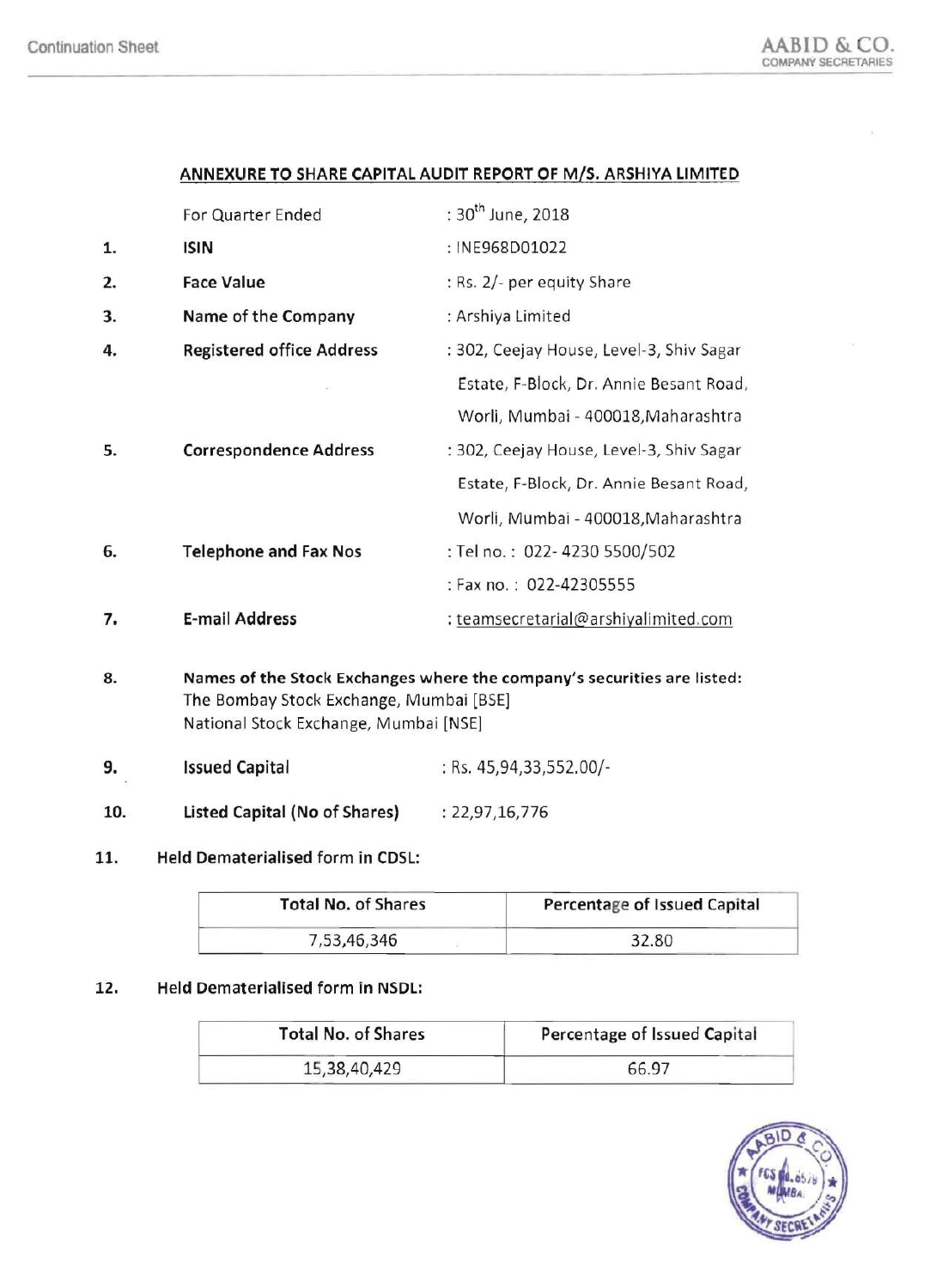## ANNEXURE TO SHARE CAPITAL AUDIT REPORT OF M/S. ARSHIYA LIMITED

| | | |
|---|---|---|
| | For Quarter Ended | : 30th June, 2018 |
| 1. | **ISIN** | : INE968D01022 |
| 2. | **Face Value** | : Rs. 2/- per equity Share |
| 3. | **Name of the Company** | : Arshiya Limited |
| 4. | **Registered office Address** | : 302, Ceejay House, Level-3, Shiv Sagar Estate, F-Block, Dr. Annie Besant Road, Worli, Mumbai - 400018,Maharashtra |
| 5. | **Correspondence Address** | : 302, Ceejay House, Level-3, Shiv Sagar Estate, F-Block, Dr. Annie Besant Road, Worli, Mumbai - 400018,Maharashtra |
| 6. | **Telephone and Fax Nos** | : Tel no. : 022- 4230 5500/502<br>: Fax no. : 022-42305555 |
| 7. | **E-mail Address** | : teamsecretarial@arshiyalimited.com |

8. **Names of the Stock Exchanges where the company's securities are listed:**
   The Bombay Stock Exchange, Mumbai [BSE]
   National Stock Exchange, Mumbai [NSE]

9. **Issued Capital** : Rs. 45,94,33,552.00/-

10. **Listed Capital (No of Shares)** : 22,97,16,776

11. **Held Dematerialised form in CDSL:**

| Total No. of Shares | Percentage of Issued Capital |
|---|---|
| 7,53,46,346 | 32.80 |

12. **Held Dematerialised form in NSDL:**

| Total No. of Shares | Percentage of Issued Capital |
|---|---|
| 15,38,40,429 | 66.97 |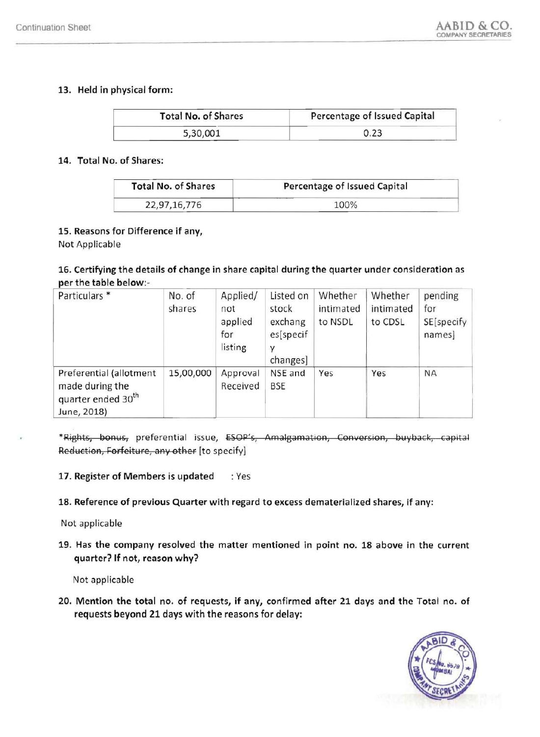**13. Held in physical form:**

| Total No. of Shares | Percentage of Issued Capital |
|---|---|
| 5,30,001 | 0.23 |

**14. Total No. of Shares:**

| Total No. of Shares | Percentage of Issued Capital |
|---|---|
| 22,97,16,776 | 100% |

**15. Reasons for Difference if any,**

Not Applicable

**16. Certifying the details of change in share capital during the quarter under consideration as per the table below:-**

| Particulars * | No. of shares | Applied/ not applied for listing | Listed on stock exchanges[specify changes] | Whether intimated to NSDL | Whether intimated to CDSL | pending for SE[specify names] |
|---|---|---|---|---|---|---|
| Preferential (allotment made during the quarter ended 30th June, 2018) | 15,00,000 | Approval Received | NSE and BSE | Yes | Yes | NA |

*~~Rights, bonus,~~ preferential issue, ~~ESOP's, Amalgamation, Conversion, buyback, capital Reduction, Forfeiture, any other~~ [to specify]

**17. Register of Members is updated** : Yes

**18. Reference of previous Quarter with regard to excess dematerialized shares, if any:**

Not applicable

**19. Has the company resolved the matter mentioned in point no. 18 above in the current quarter? If not, reason why?**

Not applicable

**20. Mention the total no. of requests, if any, confirmed after 21 days and the Total no. of requests beyond 21 days with the reasons for delay:**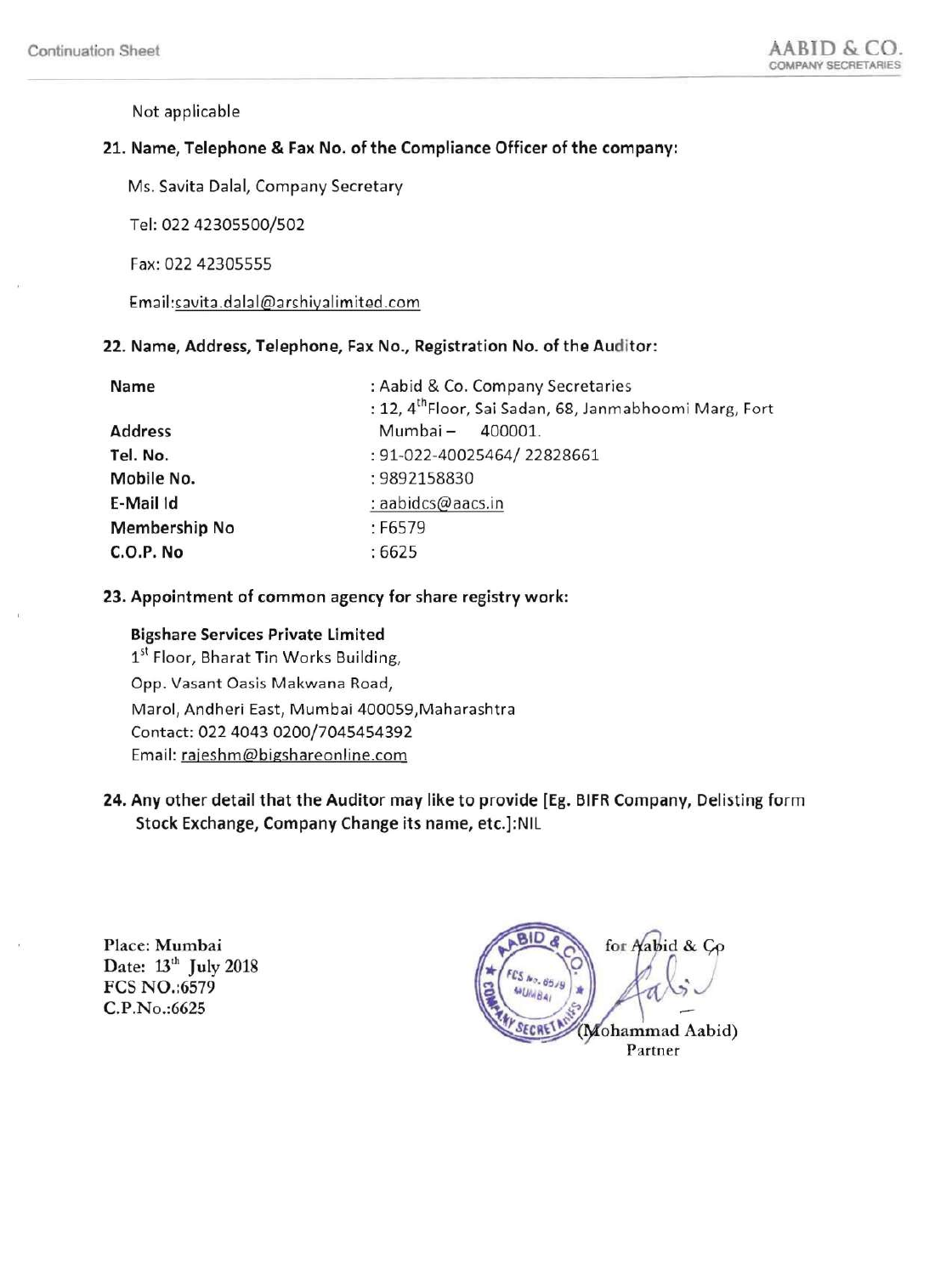Not applicable

**21. Name, Telephone & Fax No. of the Compliance Officer of the company:**

Ms. Savita Dalal, Company Secretary

Tel: 022 42305500/502

Fax: 022 42305555

Email:savita.dalal@archiyalimited.com

**22. Name, Address, Telephone, Fax No., Registration No. of the Auditor:**

| | |
|---|---|
| **Name** | : Aabid & Co. Company Secretaries |
| **Address** | : 12, 4th Floor, Sai Sadan, 68, Janmabhoomi Marg, Fort Mumbai – 400001. |
| **Tel. No.** | : 91-022-40025464/ 22828661 |
| **Mobile No.** | : 9892158830 |
| **E-Mail Id** | : aabidcs@aacs.in |
| **Membership No** | : F6579 |
| **C.O.P. No** | : 6625 |

**23. Appointment of common agency for share registry work:**

**Bigshare Services Private Limited**
1st Floor, Bharat Tin Works Building,
Opp. Vasant Oasis Makwana Road,
Marol, Andheri East, Mumbai 400059,Maharashtra
Contact: 022 4043 0200/7045454392
Email: rajeshm@bigshareonline.com

**24. Any other detail that the Auditor may like to provide [Eg. BIFR Company, Delisting form Stock Exchange, Company Change its name, etc.]:NIL**

Place: Mumbai
Date: 13th July 2018
FCS NO.:6579
C.P.No.:6625

for Aabid & Co

(Mohammad Aabid)
Partner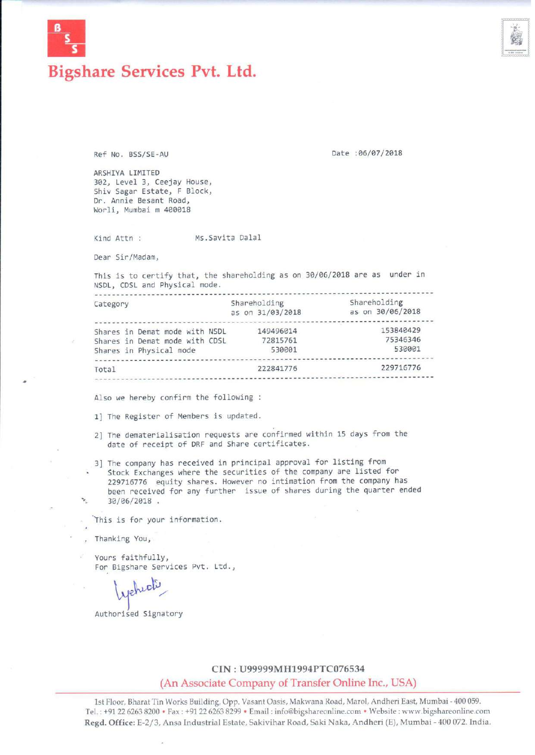# Bigshare Services Pvt. Ltd.

Ref No. BSS/SE-AU

Date :06/07/2018

ARSHIYA LIMITED
302, Level 3, Ceejay House,
Shiv Sagar Estate, F Block,
Dr. Annie Besant Road,
Worli, Mumbai m 400018

Kind Attn : Ms.Savita Dalal

Dear Sir/Madam,

This is to certify that, the shareholding as on 30/06/2018 are as under in NSDL, CDSL and Physical mode.

| Category | Shareholding as on 31/03/2018 | Shareholding as on 30/06/2018 |
| --- | --- | --- |
| Shares in Demat mode with NSDL | 149496014 | 153840429 |
| Shares in Demat mode with CDSL | 72815761 | 75346346 |
| Shares in Physical mode | 530001 | 530001 |
| Total | 222841776 | 229716776 |

Also we hereby confirm the following :

1] The Register of Members is updated.

2] The dematerialisation requests are confirmed within 15 days from the date of receipt of DRF and Share certificates.

3] The company has received in principal approval for listing from Stock Exchanges where the securities of the company are listed for 229716776 equity shares. However no intimation from the company has been received for any further issue of shares during the quarter ended 30/06/2018 .

This is for your information.

Thanking You,

Yours faithfully,
For Bigshare Services Pvt. Ltd.,

Authorised Signatory

CIN : U99999MH1994PTC076534
(An Associate Company of Transfer Online Inc., USA)

1st Floor, Bharat Tin Works Building, Opp. Vasant Oasis, Makwana Road, Marol, Andheri East, Mumbai - 400 059.
Tel. : +91 22 6263 8200 • Fax : +91 22 6263 8299 • Email : info@bigshareonline.com • Website : www.bigshareonline.com
**Regd. Office:** E-2/3, Ansa Industrial Estate, Sakivihar Road, Saki Naka, Andheri (E), Mumbai - 400 072. India.